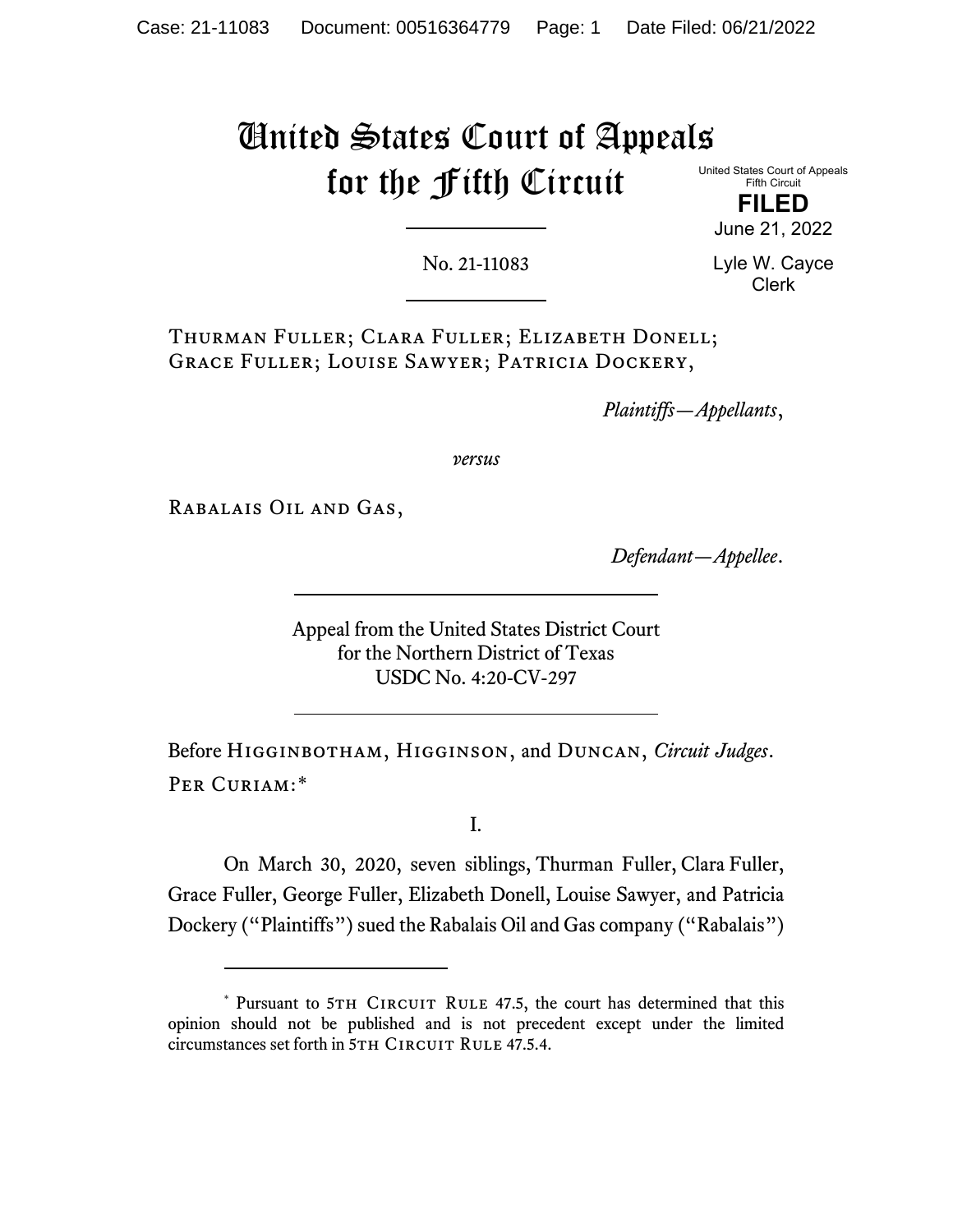# United States Court of Appeals for the Fifth Circuit

United States Court of Appeals
Fifth Circuit

**FILED**

June 21, 2022

Lyle W. Cayce
Clerk

No. 21-11083

---

Thurman Fuller; Clara Fuller; Elizabeth Donell; Grace Fuller; Louise Sawyer; Patricia Dockery,

*Plaintiffs—Appellants*,

*versus*

Rabalais Oil and Gas,

*Defendant—Appellee*.

---

Appeal from the United States District Court
for the Northern District of Texas
USDC No. 4:20-CV-297

---

Before Higginbotham, Higginson, and Duncan, *Circuit Judges*.

Per Curiam:*

I.

On March 30, 2020, seven siblings, Thurman Fuller, Clara Fuller, Grace Fuller, George Fuller, Elizabeth Donell, Louise Sawyer, and Patricia Dockery ("Plaintiffs") sued the Rabalais Oil and Gas company ("Rabalais")

---

* Pursuant to 5th Circuit Rule 47.5, the court has determined that this opinion should not be published and is not precedent except under the limited circumstances set forth in 5th Circuit Rule 47.5.4.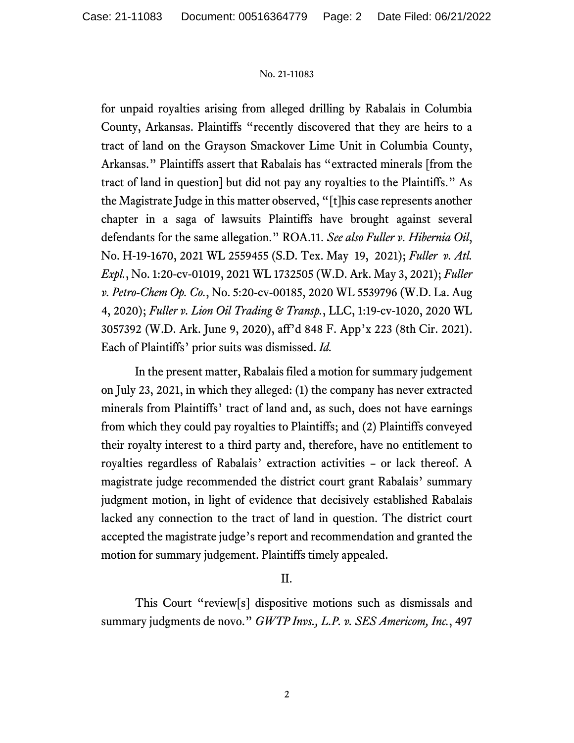for unpaid royalties arising from alleged drilling by Rabalais in Columbia County, Arkansas. Plaintiffs "recently discovered that they are heirs to a tract of land on the Grayson Smackover Lime Unit in Columbia County, Arkansas." Plaintiffs assert that Rabalais has "extracted minerals [from the tract of land in question] but did not pay any royalties to the Plaintiffs." As the Magistrate Judge in this matter observed, "[t]his case represents another chapter in a saga of lawsuits Plaintiffs have brought against several defendants for the same allegation." ROA.11. *See also Fuller v. Hibernia Oil*, No. H-19-1670, 2021 WL 2559455 (S.D. Tex. May 19, 2021); *Fuller v. Atl. Expl.*, No. 1:20-cv-01019, 2021 WL 1732505 (W.D. Ark. May 3, 2021); *Fuller v. Petro-Chem Op. Co.*, No. 5:20-cv-00185, 2020 WL 5539796 (W.D. La. Aug 4, 2020); *Fuller v. Lion Oil Trading & Transp.*, LLC, 1:19-cv-1020, 2020 WL 3057392 (W.D. Ark. June 9, 2020), aff'd 848 F. App'x 223 (8th Cir. 2021). Each of Plaintiffs' prior suits was dismissed. *Id.*

In the present matter, Rabalais filed a motion for summary judgement on July 23, 2021, in which they alleged: (1) the company has never extracted minerals from Plaintiffs' tract of land and, as such, does not have earnings from which they could pay royalties to Plaintiffs; and (2) Plaintiffs conveyed their royalty interest to a third party and, therefore, have no entitlement to royalties regardless of Rabalais' extraction activities – or lack thereof. A magistrate judge recommended the district court grant Rabalais' summary judgment motion, in light of evidence that decisively established Rabalais lacked any connection to the tract of land in question. The district court accepted the magistrate judge's report and recommendation and granted the motion for summary judgement. Plaintiffs timely appealed.

## II.

This Court "review[s] dispositive motions such as dismissals and summary judgments de novo." *GWTP Invs., L.P. v. SES Americom, Inc.*, 497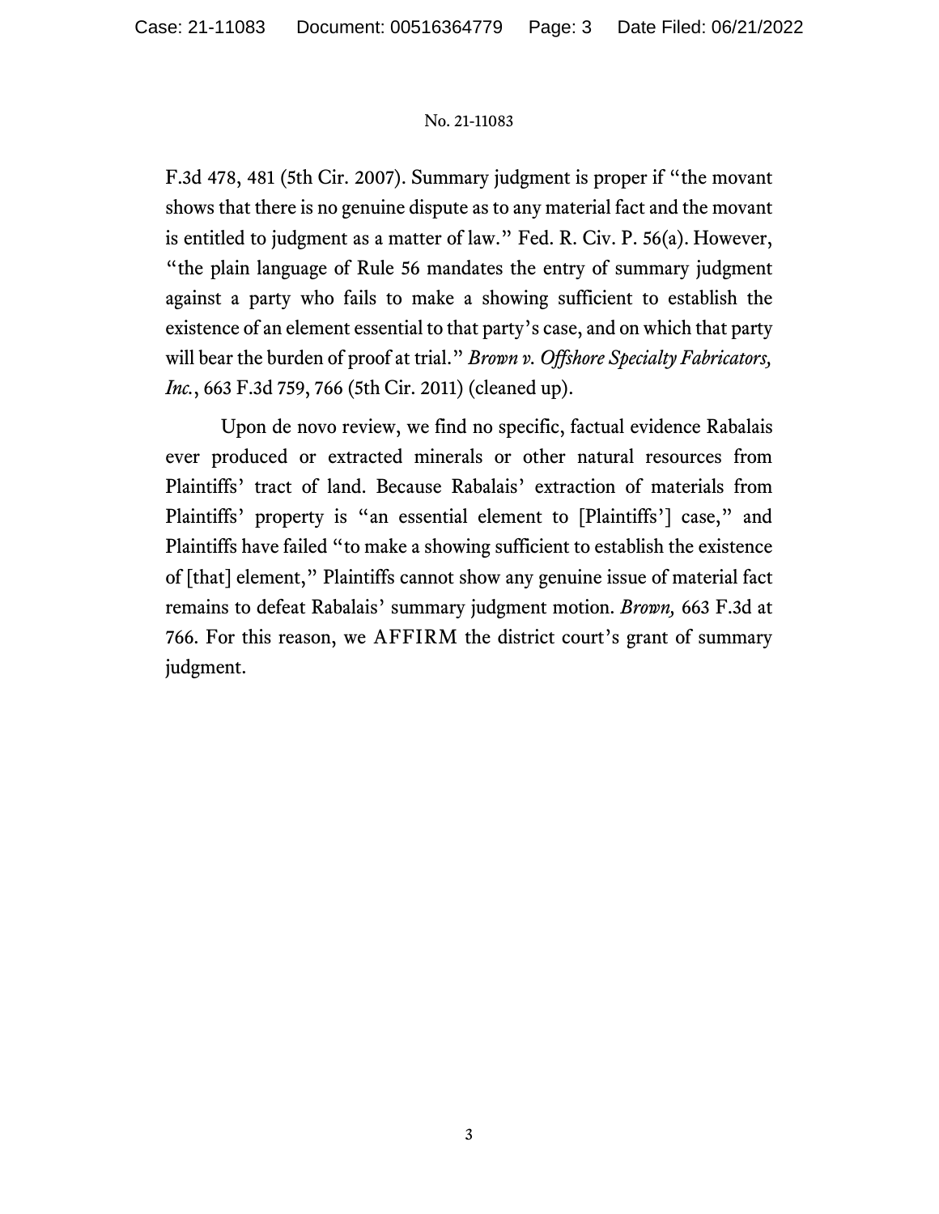F.3d 478, 481 (5th Cir. 2007). Summary judgment is proper if "the movant shows that there is no genuine dispute as to any material fact and the movant is entitled to judgment as a matter of law." Fed. R. Civ. P. 56(a). However, "the plain language of Rule 56 mandates the entry of summary judgment against a party who fails to make a showing sufficient to establish the existence of an element essential to that party's case, and on which that party will bear the burden of proof at trial." *Brown v. Offshore Specialty Fabricators, Inc.*, 663 F.3d 759, 766 (5th Cir. 2011) (cleaned up).

Upon de novo review, we find no specific, factual evidence Rabalais ever produced or extracted minerals or other natural resources from Plaintiffs' tract of land. Because Rabalais' extraction of materials from Plaintiffs' property is "an essential element to [Plaintiffs'] case," and Plaintiffs have failed "to make a showing sufficient to establish the existence of [that] element," Plaintiffs cannot show any genuine issue of material fact remains to defeat Rabalais' summary judgment motion. *Brown,* 663 F.3d at 766. For this reason, we AFFIRM the district court's grant of summary judgment.